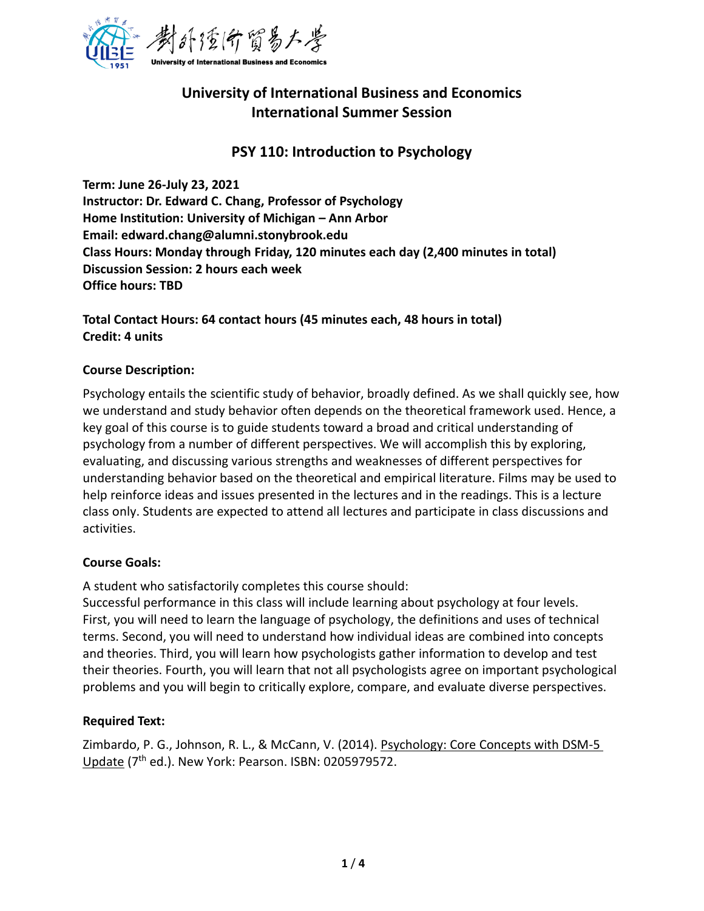# University of International Business and Economics
# International Summer Session

## PSY 110: Introduction to Psychology

**Term: June 26-July 23, 2021**
**Instructor: Dr. Edward C. Chang, Professor of Psychology**
**Home Institution: University of Michigan – Ann Arbor**
**Email: edward.chang@alumni.stonybrook.edu**
**Class Hours: Monday through Friday, 120 minutes each day (2,400 minutes in total)**
**Discussion Session: 2 hours each week**
**Office hours: TBD**

**Total Contact Hours: 64 contact hours (45 minutes each, 48 hours in total)**
**Credit: 4 units**

**Course Description:**

Psychology entails the scientific study of behavior, broadly defined. As we shall quickly see, how we understand and study behavior often depends on the theoretical framework used. Hence, a key goal of this course is to guide students toward a broad and critical understanding of psychology from a number of different perspectives. We will accomplish this by exploring, evaluating, and discussing various strengths and weaknesses of different perspectives for understanding behavior based on the theoretical and empirical literature. Films may be used to help reinforce ideas and issues presented in the lectures and in the readings. This is a lecture class only. Students are expected to attend all lectures and participate in class discussions and activities.

**Course Goals:**

A student who satisfactorily completes this course should:
Successful performance in this class will include learning about psychology at four levels. First, you will need to learn the language of psychology, the definitions and uses of technical terms. Second, you will need to understand how individual ideas are combined into concepts and theories. Third, you will learn how psychologists gather information to develop and test their theories. Fourth, you will learn that not all psychologists agree on important psychological problems and you will begin to critically explore, compare, and evaluate diverse perspectives.

**Required Text:**

Zimbardo, P. G., Johnson, R. L., & McCann, V. (2014). Psychology: Core Concepts with DSM-5 Update (7th ed.). New York: Pearson. ISBN: 0205979572.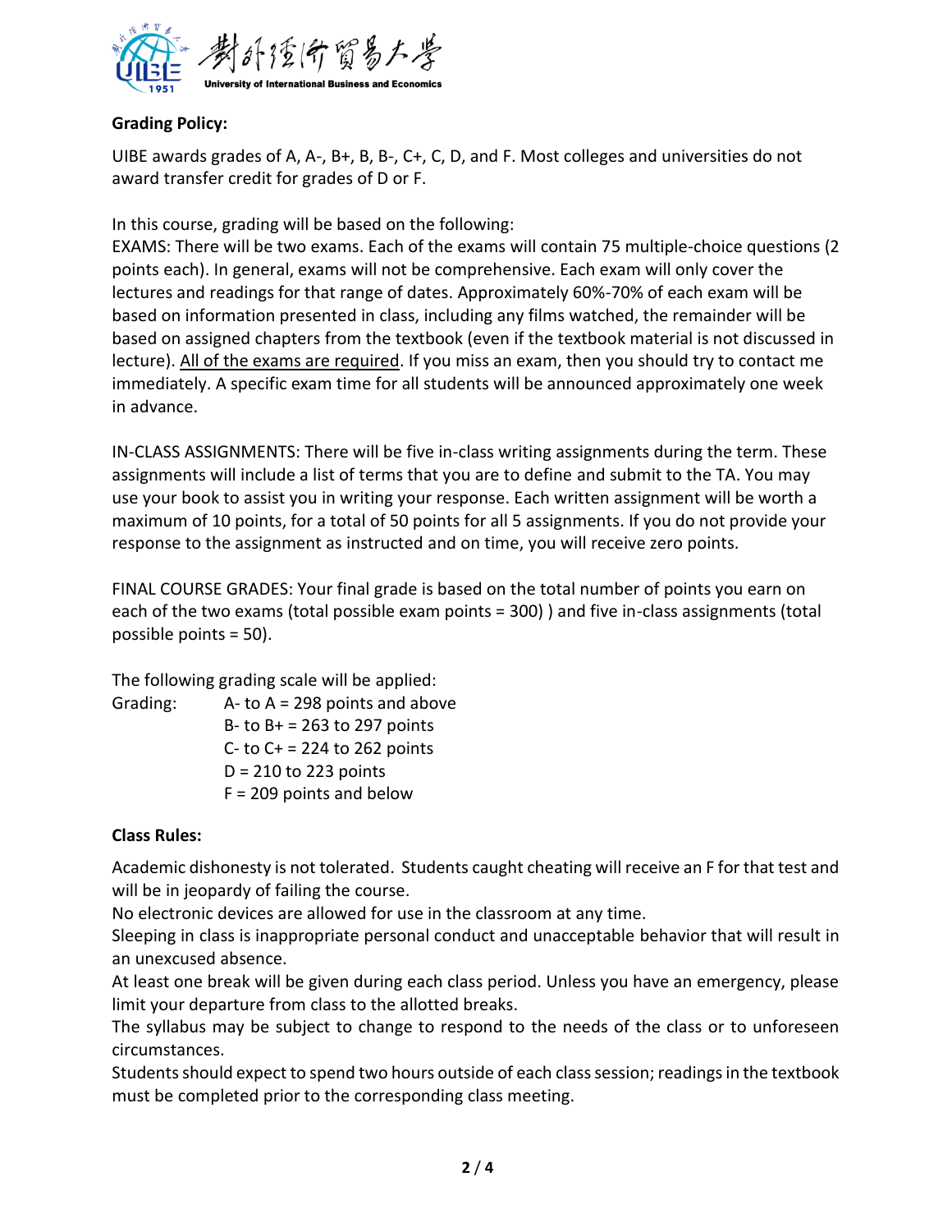**Grading Policy:**

UIBE awards grades of A, A-, B+, B, B-, C+, C, D, and F. Most colleges and universities do not award transfer credit for grades of D or F.

In this course, grading will be based on the following:

EXAMS: There will be two exams. Each of the exams will contain 75 multiple-choice questions (2 points each). In general, exams will not be comprehensive. Each exam will only cover the lectures and readings for that range of dates. Approximately 60%-70% of each exam will be based on information presented in class, including any films watched, the remainder will be based on assigned chapters from the textbook (even if the textbook material is not discussed in lecture). <u>All of the exams are required</u>. If you miss an exam, then you should try to contact me immediately. A specific exam time for all students will be announced approximately one week in advance.

IN-CLASS ASSIGNMENTS: There will be five in-class writing assignments during the term. These assignments will include a list of terms that you are to define and submit to the TA. You may use your book to assist you in writing your response. Each written assignment will be worth a maximum of 10 points, for a total of 50 points for all 5 assignments. If you do not provide your response to the assignment as instructed and on time, you will receive zero points.

FINAL COURSE GRADES: Your final grade is based on the total number of points you earn on each of the two exams (total possible exam points = 300) ) and five in-class assignments (total possible points = 50).

The following grading scale will be applied:

Grading:
- A- to A = 298 points and above
- B- to B+ = 263 to 297 points
- C- to C+ = 224 to 262 points
- D = 210 to 223 points
- F = 209 points and below

**Class Rules:**

Academic dishonesty is not tolerated. Students caught cheating will receive an F for that test and will be in jeopardy of failing the course.

No electronic devices are allowed for use in the classroom at any time.

Sleeping in class is inappropriate personal conduct and unacceptable behavior that will result in an unexcused absence.

At least one break will be given during each class period. Unless you have an emergency, please limit your departure from class to the allotted breaks.

The syllabus may be subject to change to respond to the needs of the class or to unforeseen circumstances.

Students should expect to spend two hours outside of each class session; readings in the textbook must be completed prior to the corresponding class meeting.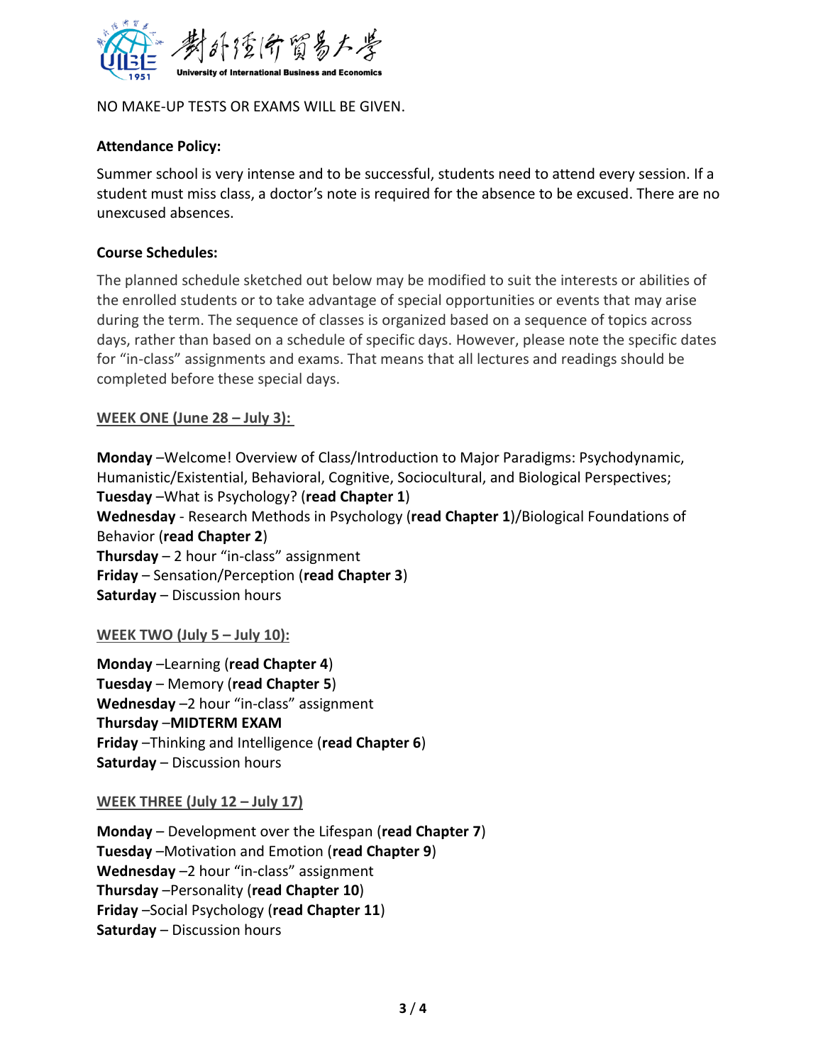NO MAKE-UP TESTS OR EXAMS WILL BE GIVEN.

**Attendance Policy:**

Summer school is very intense and to be successful, students need to attend every session. If a student must miss class, a doctor's note is required for the absence to be excused. There are no unexcused absences.

**Course Schedules:**

The planned schedule sketched out below may be modified to suit the interests or abilities of the enrolled students or to take advantage of special opportunities or events that may arise during the term. The sequence of classes is organized based on a sequence of topics across days, rather than based on a schedule of specific days. However, please note the specific dates for "in-class" assignments and exams. That means that all lectures and readings should be completed before these special days.

**WEEK ONE (June 28 – July 3):**

**Monday** –Welcome! Overview of Class/Introduction to Major Paradigms: Psychodynamic, Humanistic/Existential, Behavioral, Cognitive, Sociocultural, and Biological Perspectives;
**Tuesday** –What is Psychology? (**read Chapter 1**)
**Wednesday** - Research Methods in Psychology (**read Chapter 1**)/Biological Foundations of Behavior (**read Chapter 2**)
**Thursday** – 2 hour "in-class" assignment
**Friday** – Sensation/Perception (**read Chapter 3**)
**Saturday** – Discussion hours

**WEEK TWO (July 5 – July 10):**

**Monday** –Learning (**read Chapter 4**)
**Tuesday** – Memory (**read Chapter 5**)
**Wednesday** –2 hour "in-class" assignment
**Thursday** –**MIDTERM EXAM**
**Friday** –Thinking and Intelligence (**read Chapter 6**)
**Saturday** – Discussion hours

**WEEK THREE (July 12 – July 17)**

**Monday** – Development over the Lifespan (**read Chapter 7**)
**Tuesday** –Motivation and Emotion (**read Chapter 9**)
**Wednesday** –2 hour "in-class" assignment
**Thursday** –Personality (**read Chapter 10**)
**Friday** –Social Psychology (**read Chapter 11**)
**Saturday** – Discussion hours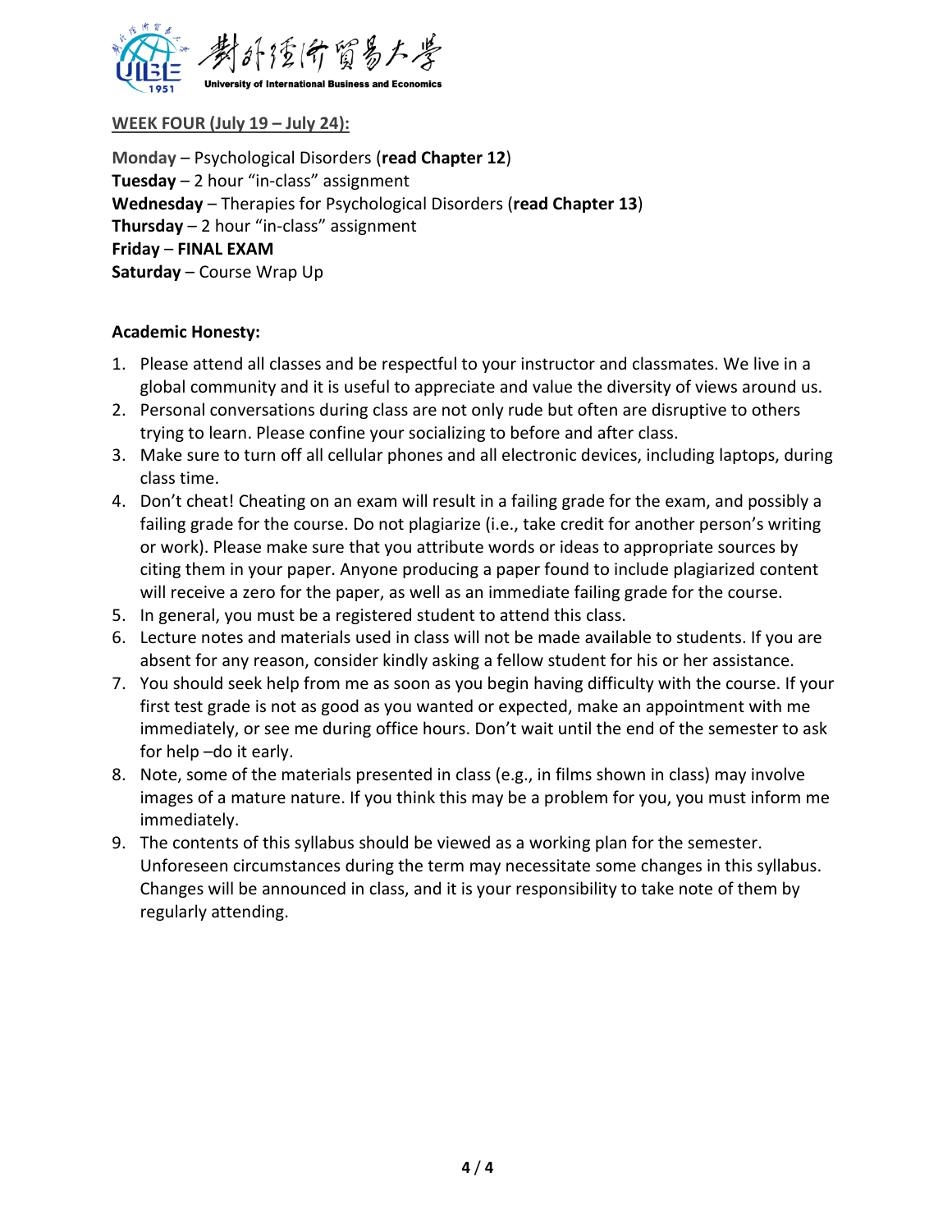**WEEK FOUR (July 19 – July 24):**

**Monday** – Psychological Disorders (**read Chapter 12**)
**Tuesday** – 2 hour "in-class" assignment
**Wednesday** – Therapies for Psychological Disorders (**read Chapter 13**)
**Thursday** – 2 hour "in-class" assignment
**Friday** – **FINAL EXAM**
**Saturday** – Course Wrap Up

**Academic Honesty:**

1. Please attend all classes and be respectful to your instructor and classmates. We live in a global community and it is useful to appreciate and value the diversity of views around us.
2. Personal conversations during class are not only rude but often are disruptive to others trying to learn. Please confine your socializing to before and after class.
3. Make sure to turn off all cellular phones and all electronic devices, including laptops, during class time.
4. Don't cheat! Cheating on an exam will result in a failing grade for the exam, and possibly a failing grade for the course. Do not plagiarize (i.e., take credit for another person's writing or work). Please make sure that you attribute words or ideas to appropriate sources by citing them in your paper. Anyone producing a paper found to include plagiarized content will receive a zero for the paper, as well as an immediate failing grade for the course.
5. In general, you must be a registered student to attend this class.
6. Lecture notes and materials used in class will not be made available to students. If you are absent for any reason, consider kindly asking a fellow student for his or her assistance.
7. You should seek help from me as soon as you begin having difficulty with the course. If your first test grade is not as good as you wanted or expected, make an appointment with me immediately, or see me during office hours. Don't wait until the end of the semester to ask for help –do it early.
8. Note, some of the materials presented in class (e.g., in films shown in class) may involve images of a mature nature. If you think this may be a problem for you, you must inform me immediately.
9. The contents of this syllabus should be viewed as a working plan for the semester. Unforeseen circumstances during the term may necessitate some changes in this syllabus. Changes will be announced in class, and it is your responsibility to take note of them by regularly attending.